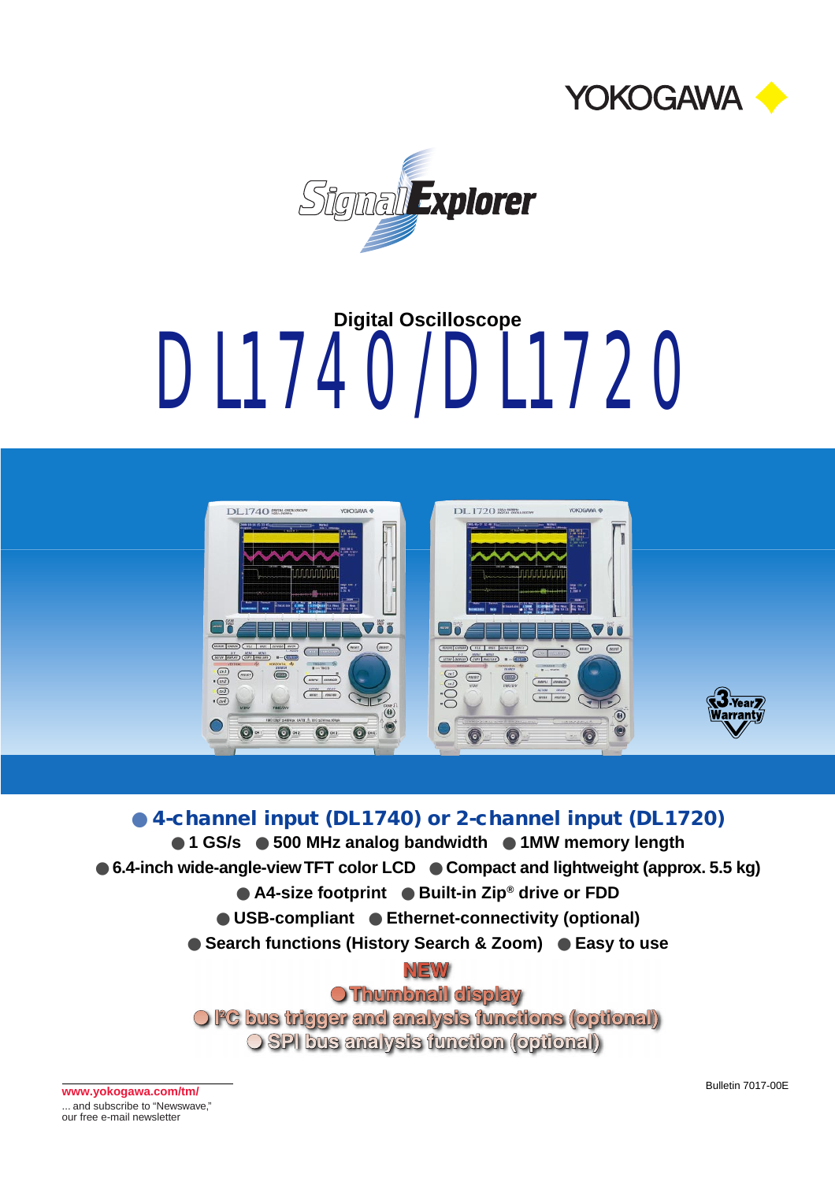YOKOGAWA

SignalExplorer

Digital Oscilloscope

# DL1740/DL1720

3-Year Warranty

**● 4-channel input (DL1740) or 2-channel input (DL1720)**

**● 1 GS/s ● 500 MHz analog bandwidth ● 1MW memory length**

**● 6.4-inch wide-angle-view TFT color LCD ● Compact and lightweight (approx. 5.5 kg)**

**● A4-size footprint ● Built-in Zip® drive or FDD**

**● USB-compliant ● Ethernet-connectivity (optional)**

**● Search functions (History Search & Zoom) ● Easy to use**

**NEW**

**● Thumbnail display**

**● I²C bus trigger and analysis functions (optional)**

**● SPI bus analysis function (optional)**

www.yokogawa.com/tm/
... and subscribe to "Newswave,"
our free e-mail newsletter

Bulletin 7017-00E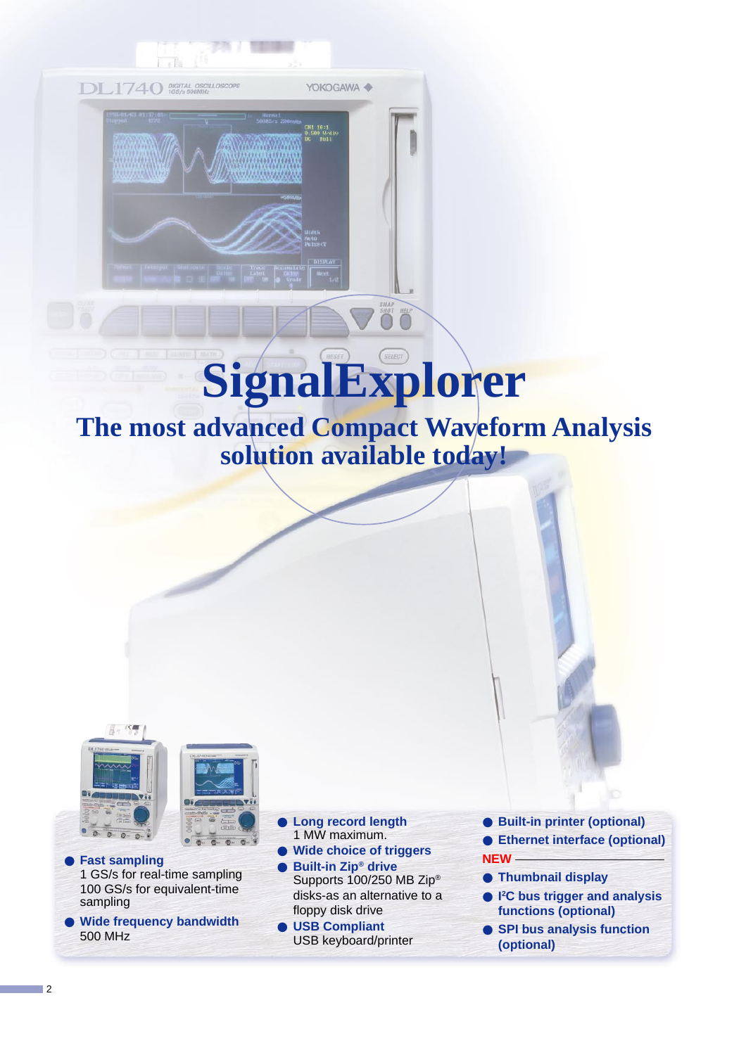# SignalExplorer

## The most advanced Compact Waveform Analysis solution available today!

- **Fast sampling**
  1 GS/s for real-time sampling
  100 GS/s for equivalent-time sampling
- **Wide frequency bandwidth**
  500 MHz
- **Long record length**
  1 MW maximum.
- **Wide choice of triggers**
- **Built-in Zip® drive**
  Supports 100/250 MB Zip® disks-as an alternative to a floppy disk drive
- **USB Compliant**
  USB keyboard/printer
- **Built-in printer (optional)**
- **Ethernet interface (optional)**

**NEW**

- **Thumbnail display**
- **I²C bus trigger and analysis functions (optional)**
- **SPI bus analysis function (optional)**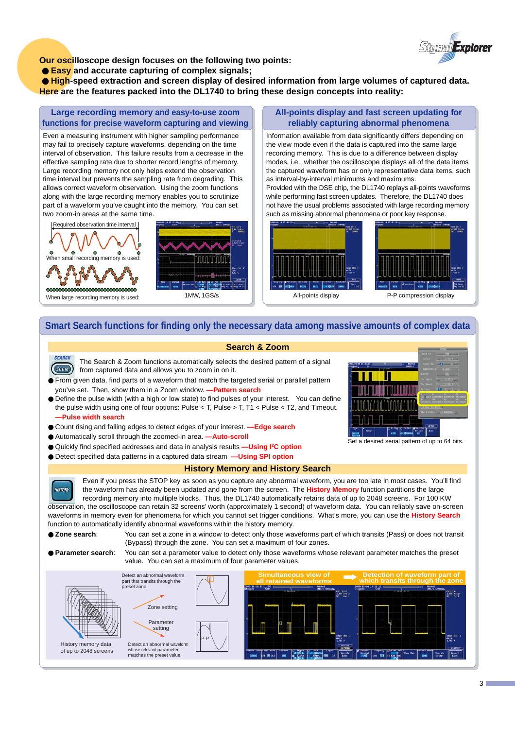**Our oscilloscope design focuses on the following two points:**

- **Easy and accurate capturing of complex signals;**
- **High-speed extraction and screen display of desired information from large volumes of captured data.**

**Here are the features packed into the DL1740 to bring these design concepts into reality:**

## Large recording memory and easy-to-use zoom functions for precise waveform capturing and viewing

Even a measuring instrument with higher sampling performance may fail to precisely capture waveforms, depending on the time interval of observation. This failure results from a decrease in the effective sampling rate due to shorter record lengths of memory. Large recording memory not only helps extend the observation time interval but prevents the sampling rate from degrading. This allows correct waveform observation. Using the zoom functions along with the large recording memory enables you to scrutinize part of a waveform you've caught into the memory. You can set two zoom-in areas at the same time.

Required observation time interval

When small recording memory is used:

When large recording memory is used:

1MW, 1GS/s

## All-points display and fast screen updating for reliably capturing abnormal phenomena

Information available from data significantly differs depending on the view mode even if the data is captured into the same large recording memory. This is due to a difference between display modes, i.e., whether the oscilloscope displays all of the data items the captured waveform has or only representative data items, such as interval-by-interval minimums and maximums.

Provided with the DSE chip, the DL1740 replays all-points waveforms while performing fast screen updates. Therefore, the DL1740 does not have the usual problems associated with large recording memory such as missing abnormal phenomena or poor key response.

All-points display

P-P compression display

## Smart Search functions for finding only the necessary data among massive amounts of complex data

### Search & Zoom

The Search & Zoom functions automatically selects the desired pattern of a signal from captured data and allows you to zoom in on it.

- From given data, find parts of a waveform that match the targeted serial or parallel pattern you've set. Then, show them in a Zoom window. **—Pattern search**
- Define the pulse width (with a high or low state) to find pulses of your interest. You can define the pulse width using one of four options: Pulse < T, Pulse > T, T1 < Pulse < T2, and Timeout. **—Pulse width search**
- Count rising and falling edges to detect edges of your interest. **—Edge search**
- Automatically scroll through the zoomed-in area. **—Auto-scroll**
- Quickly find specified addresses and data in analysis results **—Using I²C option**
- Detect specified data patterns in a captured data stream **—Using SPI option**

Set a desired serial pattern of up to 64 bits.

### History Memory and History Search

Even if you press the STOP key as soon as you capture any abnormal waveform, you are too late in most cases. You'll find the waveform has already been updated and gone from the screen. The **History Memory** function partitions the large recording memory into multiple blocks. Thus, the DL1740 automatically retains data of up to 2048 screens. For 100 KW observation, the oscilloscope can retain 32 screens' worth (approximately 1 second) of waveform data. You can reliably save on-screen waveforms in memory even for phenomena for which you cannot set trigger conditions. What's more, you can use the **History Search** function to automatically identify abnormal waveforms within the history memory.

- **Zone search**: You can set a zone in a window to detect only those waveforms part of which transits (Pass) or does not transit (Bypass) through the zone. You can set a maximum of four zones.
- **Parameter search**: You can set a parameter value to detect only those waveforms whose relevant parameter matches the preset value. You can set a maximum of four parameter values.

Detect an abnormal waveform part that transits through the preset zone

Zone setting

Parameter setting

History memory data of up to 2048 screens

Detect an abnormal waveform whose relevant parameter matches the preset value.

Simultaneous view of all retained waveforms → Detection of waveform part of which transits through the zone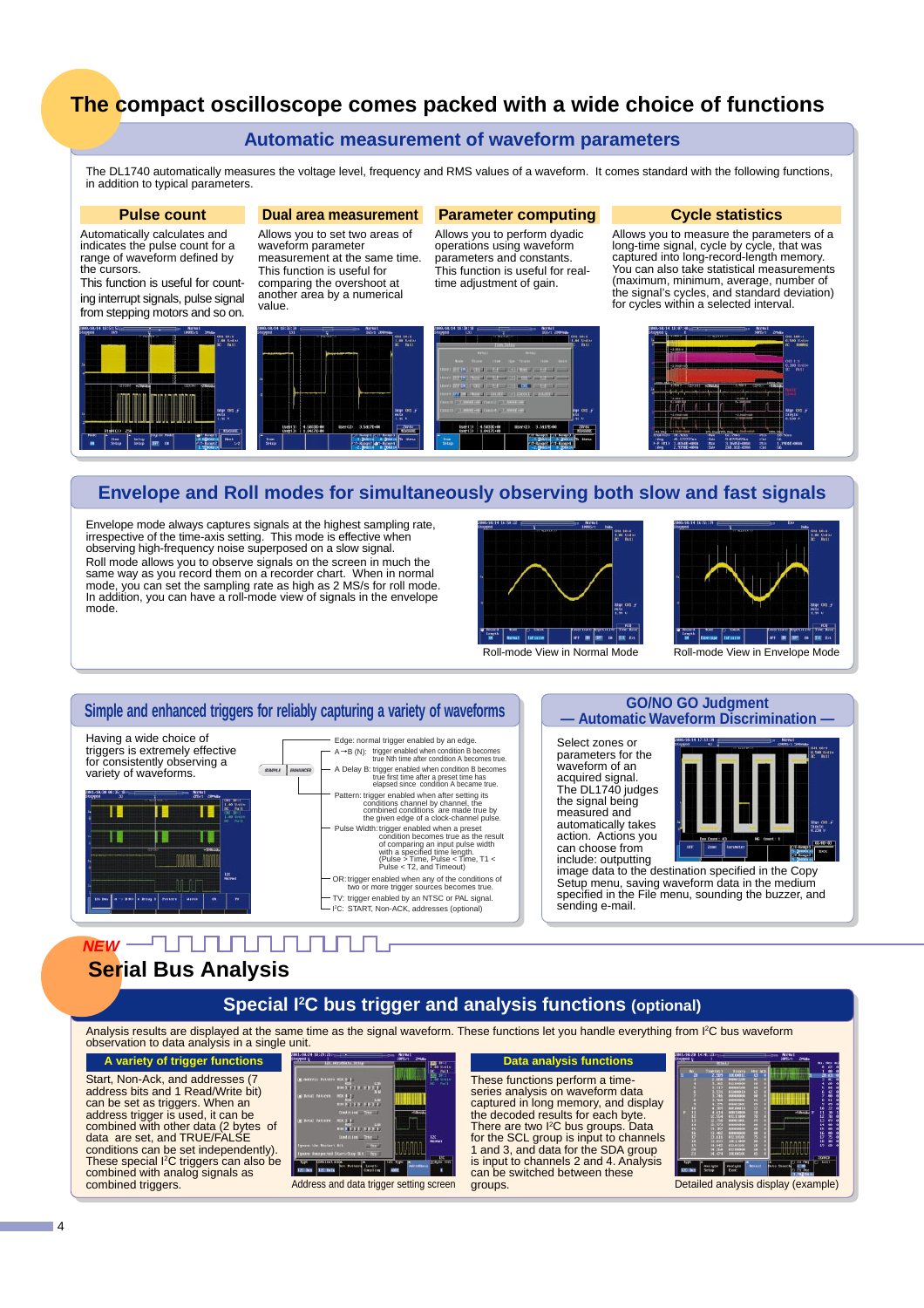# The compact oscilloscope comes packed with a wide choice of functions

## Automatic measurement of waveform parameters

The DL1740 automatically measures the voltage level, frequency and RMS values of a waveform. It comes standard with the following functions, in addition to typical parameters.

### Pulse count

Automatically calculates and indicates the pulse count for a range of waveform defined by the cursors.
This function is useful for counting interrupt signals, pulse signal from stepping motors and so on.

### Dual area measurement

Allows you to set two areas of waveform parameter measurement at the same time. This function is useful for comparing the overshoot at another area by a numerical value.

### Parameter computing

Allows you to perform dyadic operations using waveform parameters and constants. This function is useful for real-time adjustment of gain.

### Cycle statistics

Allows you to measure the parameters of a long-time signal, cycle by cycle, that was captured into long-record-length memory. You can also take statistical measurements (maximum, minimum, average, number of the signal's cycles, and standard deviation) for cycles within a selected interval.

## Envelope and Roll modes for simultaneously observing both slow and fast signals

Envelope mode always captures signals at the highest sampling rate, irrespective of the time-axis setting. This mode is effective when observing high-frequency noise superposed on a slow signal.
Roll mode allows you to observe signals on the screen in much the same way as you record them on a recorder chart. When in normal mode, you can set the sampling rate as high as 2 MS/s for roll mode. In addition, you can have a roll-mode view of signals in the envelope mode.

Roll-mode View in Normal Mode

Roll-mode View in Envelope Mode

## Simple and enhanced triggers for reliably capturing a variety of waveforms

Having a wide choice of triggers is extremely effective for consistently observing a variety of waveforms.

SIMPLE | ENHANCED

- Edge: normal trigger enabled by an edge.
- A→B (N): trigger enabled when condition B becomes true Nth time after condition A becomes true.
- A Delay B: trigger enabled when condition B becomes true first time after a preset time has elapsed since condition A became true.
- Pattern: trigger enabled when after setting its conditions channel by channel, the combined conditions are made true by the given edge of a clock-channel pulse.
- Pulse Width: trigger enabled when a preset condition becomes true as the result of comparing an input pulse width with a specified time length. (Pulse > Time, Pulse < Time, T1 < Pulse < T2, and Timeout)
- OR: trigger enabled when any of the conditions of two or more trigger sources becomes true.
- TV: trigger enabled by an NTSC or PAL signal.
- I²C: START, Non-ACK, addresses (optional)

## GO/NO GO Judgment — Automatic Waveform Discrimination —

Select zones or parameters for the waveform of an acquired signal. The DL1740 judges the signal being measured and automatically takes action. Actions you can choose from include: outputting image data to the destination specified in the Copy Setup menu, saving waveform data in the medium specified in the File menu, sounding the buzzer, and sending e-mail.

# NEW Serial Bus Analysis

## Special I²C bus trigger and analysis functions (optional)

Analysis results are displayed at the same time as the signal waveform. These functions let you handle everything from I²C bus waveform observation to data analysis in a single unit.

### A variety of trigger functions

Start, Non-Ack, and addresses (7 address bits and 1 Read/Write bit) can be set as triggers. When an address trigger is used, it can be combined with other data (2 bytes of data are set, and TRUE/FALSE conditions can be set independently). These special I²C triggers can also be combined with analog signals as combined triggers.

Address and data trigger setting screen

### Data analysis functions

These functions perform a time-series analysis on waveform data captured in long memory, and display the decoded results for each byte. There are two I²C bus groups. Data for the SCL group is input to channels 1 and 3, and data for the SDA group is input to channels 2 and 4. Analysis can be switched between these groups.

Detailed analysis display (example)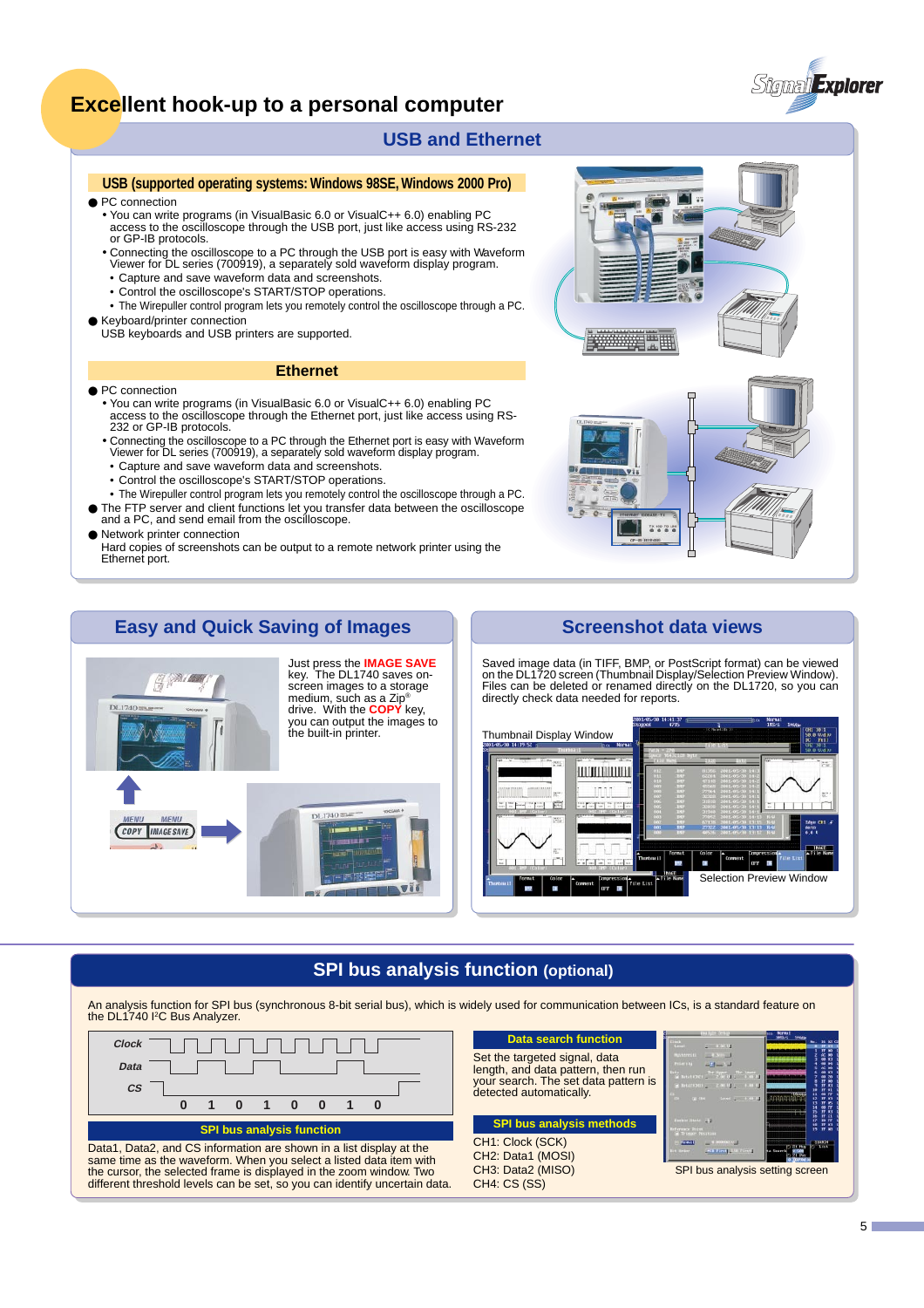# Excellent hook-up to a personal computer

## USB and Ethernet

### USB (supported operating systems: Windows 98SE, Windows 2000 Pro)

- PC connection
  - You can write programs (in VisualBasic 6.0 or VisualC++ 6.0) enabling PC access to the oscilloscope through the USB port, just like access using RS-232 or GP-IB protocols.
  - Connecting the oscilloscope to a PC through the USB port is easy with Waveform Viewer for DL series (700919), a separately sold waveform display program.
  - Capture and save waveform data and screenshots.
  - Control the oscilloscope's START/STOP operations.
  - The Wirepuller control program lets you remotely control the oscilloscope through a PC.
- Keyboard/printer connection
  USB keyboards and USB printers are supported.

### Ethernet

- PC connection
  - You can write programs (in VisualBasic 6.0 or VisualC++ 6.0) enabling PC access to the oscilloscope through the Ethernet port, just like access using RS-232 or GP-IB protocols.
  - Connecting the oscilloscope to a PC through the Ethernet port is easy with Waveform Viewer for DL series (700919), a separately sold waveform display program.
  - Capture and save waveform data and screenshots.
  - Control the oscilloscope's START/STOP operations.
  - The Wirepuller control program lets you remotely control the oscilloscope through a PC.
- The FTP server and client functions let you transfer data between the oscilloscope and a PC, and send email from the oscilloscope.
- Network printer connection
  Hard copies of screenshots can be output to a remote network printer using the Ethernet port.

## Easy and Quick Saving of Images

Just press the **IMAGE SAVE** key. The DL1740 saves on-screen images to a storage medium, such as a Zip® drive. With the **COPY** key, you can output the images to the built-in printer.

## Screenshot data views

Saved image data (in TIFF, BMP, or PostScript format) can be viewed on the DL1720 screen (Thumbnail Display/Selection Preview Window). Files can be deleted or renamed directly on the DL1720, so you can directly check data needed for reports.

Thumbnail Display Window

Selection Preview Window

## SPI bus analysis function (optional)

An analysis function for SPI bus (synchronous 8-bit serial bus), which is widely used for communication between ICs, is a standard feature on the DL1740 I²C Bus Analyzer.

Clock / Data / CS — 0 1 0 1 0 0 1 0

### SPI bus analysis function

Data1, Data2, and CS information are shown in a list display at the same time as the waveform. When you select a listed data item with the cursor, the selected frame is displayed in the zoom window. Two different threshold levels can be set, so you can identify uncertain data.

### Data search function

Set the targeted signal, data length, and data pattern, then run your search. The set data pattern is detected automatically.

### SPI bus analysis methods

CH1: Clock (SCK)
CH2: Data1 (MOSI)
CH3: Data2 (MISO)
CH4: CS (SS)

SPI bus analysis setting screen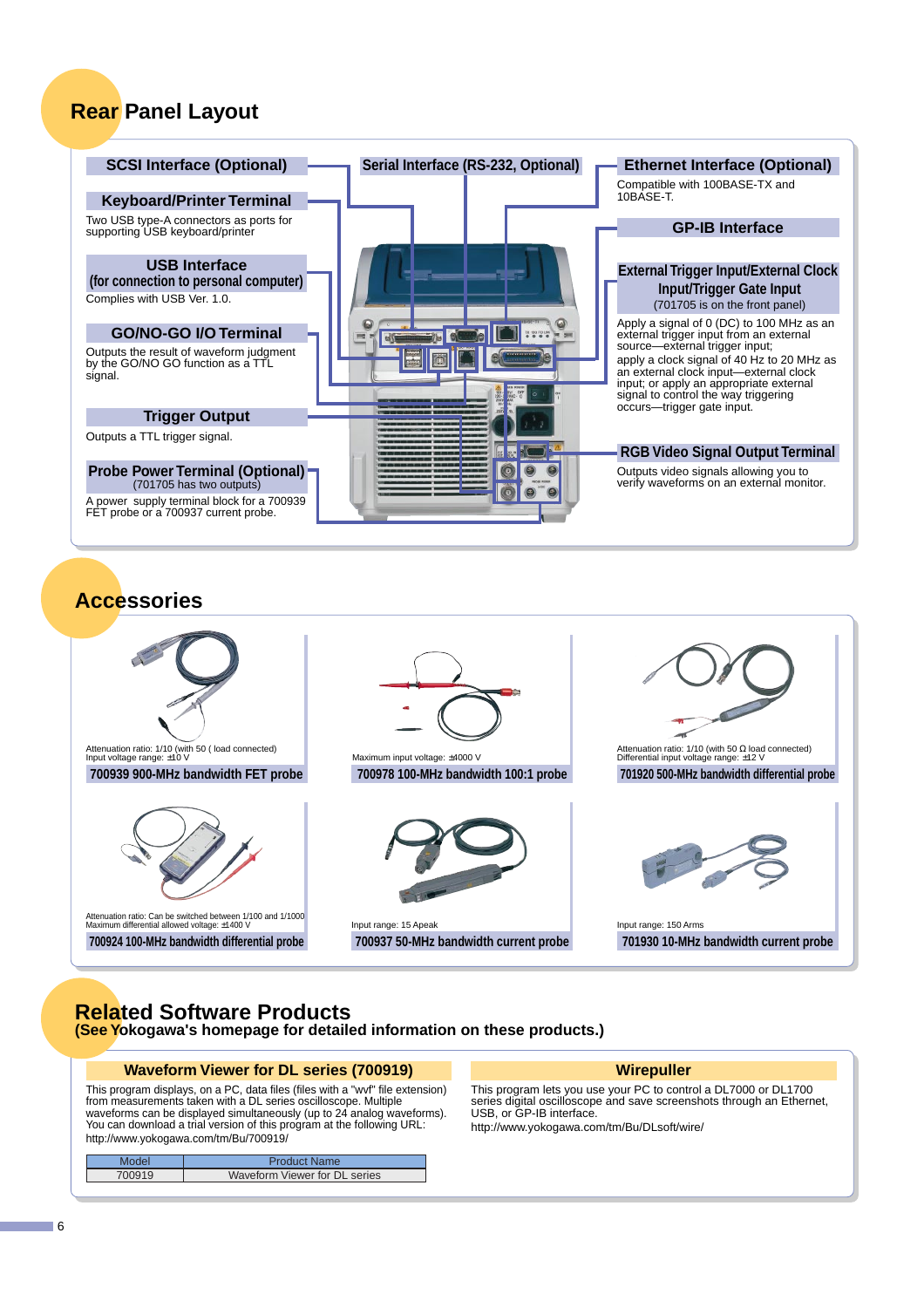# Rear Panel Layout

### SCSI Interface (Optional)

### Keyboard/Printer Terminal

Two USB type-A connectors as ports for supporting USB keyboard/printer

### USB Interface (for connection to personal computer)

Complies with USB Ver. 1.0.

### GO/NO-GO I/O Terminal

Outputs the result of waveform judgment by the GO/NO GO function as a TTL signal.

### Trigger Output

Outputs a TTL trigger signal.

### Probe Power Terminal (Optional)

(701705 has two outputs)

A power supply terminal block for a 700939 FET probe or a 700937 current probe.

### Serial Interface (RS-232, Optional)

### Ethernet Interface (Optional)

Compatible with 100BASE-TX and 10BASE-T.

### GP-IB Interface

### External Trigger Input/External Clock Input/Trigger Gate Input

(701705 is on the front panel)

Apply a signal of 0 (DC) to 100 MHz as an external trigger input from an external source—external trigger input; apply a clock signal of 40 Hz to 20 MHz as an external clock input—external clock input; or apply an appropriate external signal to control the way triggering occurs—trigger gate input.

### RGB Video Signal Output Terminal

Outputs video signals allowing you to verify waveforms on an external monitor.

# Accessories

Attenuation ratio: 1/10 (with 50 ( load connected)
Input voltage range: ±10 V

**700939 900-MHz bandwidth FET probe**

Maximum input voltage: ±1000 V

**700978 100-MHz bandwidth 100:1 probe**

Attenuation ratio: 1/10 (with 50 Ω load connected)
Differential input voltage range: ±12 V

**701920 500-MHz bandwidth differential probe**

Attenuation ratio: Can be switched between 1/100 and 1/1000
Maximum differential allowed voltage: ±1400 V

**700924 100-MHz bandwidth differential probe**

Input range: 15 Apeak

**700937 50-MHz bandwidth current probe**

Input range: 150 Arms

**701930 10-MHz bandwidth current probe**

# Related Software Products

**(See Yokogawa's homepage for detailed information on these products.)**

### Waveform Viewer for DL series (700919)

This program displays, on a PC, data files (files with a "wvf" file extension) from measurements taken with a DL series oscilloscope. Multiple waveforms can be displayed simultaneously (up to 24 analog waveforms). You can download a trial version of this program at the following URL:
http://www.yokogawa.com/tm/Bu/700919/

| Model | Product Name |
|---|---|
| 700919 | Waveform Viewer for DL series |

### Wirepuller

This program lets you use your PC to control a DL7000 or DL1700 series digital oscilloscope and save screenshots through an Ethernet, USB, or GP-IB interface.
http://www.yokogawa.com/tm/Bu/DLsoft/wire/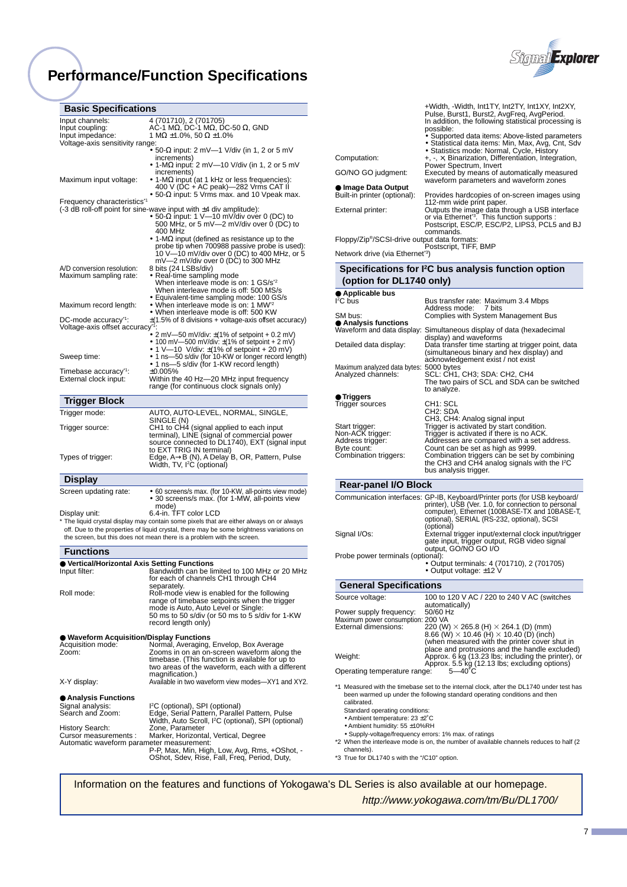# Performance/Function Specifications

## Basic Specifications

| | |
|---|---|
| Input channels: | 4 (701710), 2 (701705) |
| Input coupling: | AC-1 MΩ, DC-1 MΩ, DC-50 Ω, GND |
| Input impedance: | 1 MΩ ±1.0%, 50 Ω ±1.0% |
| Voltage-axis sensitivity range: | • 50-Ω input: 2 mV—1 V/div (in 1, 2 or 5 mV increments)<br>• 1-MΩ input: 2 mV—10 V/div (in 1, 2 or 5 mV increments) |
| Maximum input voltage: | • 1-MΩ input (at 1 kHz or less frequencies): 400 V (DC + AC peak)—282 Vrms CAT II<br>• 50-Ω input: 5 Vrms max. and 10 Vpeak max. |
| Frequency characteristics*1 (-3 dB roll-off point for sine-wave input with ±4 div amplitude): | • 50-Ω input: 1 V—10 mV/div over 0 (DC) to 500 MHz, or 5 mV—2 mV/div over 0 (DC) to 400 MHz<br>• 1-MΩ input (defined as resistance up to the probe tip when 700988 passive probe is used): 10 V—10 mV/div over 0 (DC) to 400 MHz, or 5 mV—2 mV/div over 0 (DC) to 300 MHz |
| A/D conversion resolution: | 8 bits (25 LSBs/div) |
| Maximum sampling rate: | • Real-time sampling mode<br>When interleave mode is on: 1 GS/s*2<br>When interleave mode is off: 500 MS/s<br>• Equivalent-time sampling mode: 100 GS/s |
| Maximum record length: | • When interleave mode is on: 1 MW*2<br>• When interleave mode is off: 500 KW |
| DC-mode accuracy*1: | ±(1.5% of 8 divisions + voltage-axis offset accuracy) |
| Voltage-axis offset accuracy*1: | • 2 mV—50 mV/div: ±(1% of setpoint + 0.2 mV)<br>• 100 mV—500 mV/div: ±(1% of setpoint + 2 mV)<br>• 1 V—10 V/div: ±(1% of setpoint + 20 mV) |
| Sweep time: | • 1 ns—50 s/div (for 10-KW or longer record length)<br>• 1 ns—5 s/div (for 1-KW record length) |
| Timebase accuracy*1: | ±0.005% |
| External clock input: | Within the 40 Hz—20 MHz input frequency range (for continuous clock signals only) |

## Trigger Block

| | |
|---|---|
| Trigger mode: | AUTO, AUTO-LEVEL, NORMAL, SINGLE, SINGLE (N) |
| Trigger source: | CH1 to CH4 (signal applied to each input terminal), LINE (signal of commercial power source connected to DL1740), EXT (signal input to EXT TRIG IN terminal) |
| Types of trigger: | Edge, A→B (N), A Delay B, OR, Pattern, Pulse Width, TV, I²C (optional) |

## Display

| | |
|---|---|
| Screen updating rate: | • 60 screens/s max. (for 10-KW, all-points view mode)<br>• 30 screens/s max. (for 1-MW, all-points view mode) |
| Display unit: | 6.4-in. TFT color LCD |

\* The liquid crystal display may contain some pixels that are either always on or always off. Due to the properties of liquid crystal, there may be some brightness variations on the screen, but this does not mean there is a problem with the screen.

## Functions

**● Vertical/Horizontal Axis Setting Functions**

| | |
|---|---|
| Input filter: | Bandwidth can be limited to 100 MHz or 20 MHz for each of channels CH1 through CH4 separately. |
| Roll mode: | Roll-mode view is enabled for the following range of timebase setpoints when the trigger mode is Auto, Auto Level or Single: 50 ms to 50 s/div (or 50 ms to 5 s/div for 1-KW record length only) |

**● Waveform Acquisition/Display Functions**

| | |
|---|---|
| Acquisition mode: | Normal, Averaging, Envelop, Box Average |
| Zoom: | Zooms in on an on-screen waveform along the timebase. (This function is available for up to two areas of the waveform, each with a different magnification.) |
| X-Y display: | Available in two waveform view modes—XY1 and XY2. |

**● Analysis Functions**

| | |
|---|---|
| Signal analysis: | I²C (optional), SPI (optional) |
| Search and Zoom: | Edge, Serial Pattern, Parallel Pattern, Pulse Width, Auto Scroll, I²C (optional), SPI (optional) |
| History Search: | Zone, Parameter |
| Cursor measurements : | Marker, Horizontal, Vertical, Degree |
| Automatic waveform parameter measurement: | P-P, Max, Min, High, Low, Avg, Rms, +OShot, -OShot, Sdev, Rise, Fall, Freq, Period, Duty, +Width, -Width, Int1TY, Int2TY, Int1XY, Int2XY, Pulse, Burst1, Burst2, AvgFreq, AvgPeriod.<br>In addition, the following statistical processing is possible:<br>• Supported data items: Above-listed parameters<br>• Statistical data items: Min, Max, Avg, Cnt, Sdv<br>• Statistics mode: Normal, Cycle, History |
| Computation: | +, -, × Binarization, Differentiation, Integration, Power Spectrum, Invert |
| GO/NO GO judgment: | Executed by means of automatically measured waveform parameters and waveform zones |

**● Image Data Output**

| | |
|---|---|
| Built-in printer (optional): | Provides hardcopies of on-screen images using 112-mm wide print paper. |
| External printer: | Outputs the image data through a USB interface or via Ethernet*3. This function supports : Postscript, ESC/P, ESC/P2, LIPS3, PCL5 and BJ commands. |
| Floppy/Zip®/SCSI-drive output data formats: | Postscript, TIFF, BMP |
| Network drive (via Ethernet*3) | |

## Specifications for I²C bus analysis function option (option for DL1740 only)

**● Applicable bus**

| | |
|---|---|
| I²C bus | Bus transfer rate: Maximum 3.4 Mbps<br>Address mode: 7 bits |
| SM bus: | Complies with System Management Bus |

**● Analysis functions**

| | |
|---|---|
| Waveform and data display: | Simultaneous display of data (hexadecimal display) and waveforms |
| Detailed data display: | Data transfer time starting at trigger point, data (simultaneous binary and hex display) and acknowledgement exist / not exist |
| Maximum analyzed data bytes: | 5000 bytes |
| Analyzed channels: | SCL: CH1, CH3; SDA: CH2, CH4<br>The two pairs of SCL and SDA can be switched to analyze. |

**● Triggers**

| | |
|---|---|
| Trigger sources | CH1: SCL<br>CH2: SDA<br>CH3, CH4: Analog signal input |
| Start trigger: | Trigger is activated by start condition. |
| Non-ACK trigger: | Trigger is activated if there is no ACK. |
| Address trigger: | Addresses are compared with a set address. |
| Byte count: | Count can be set as high as 9999. |
| Combination triggers: | Combination triggers can be set by combining the CH3 and CH4 analog signals with the I²C bus analysis trigger. |

## Rear-panel I/O Block

| | |
|---|---|
| Communication interfaces: | GP-IB, Keyboard/Printer ports (for USB keyboard/printer), USB (Ver. 1.0, for connection to personal computer), Ethernet (100BASE-TX and 10BASE-T, optional), SERIAL (RS-232, optional), SCSI (optional) |
| Signal I/Os: | External trigger input/external clock input/trigger gate input, trigger output, RGB video signal output, GO/NO GO I/O |
| Probe power terminals (optional): | • Output terminals: 4 (701710), 2 (701705)<br>• Output voltage: ±12 V |

## General Specifications

| | |
|---|---|
| Source voltage: | 100 to 120 V AC / 220 to 240 V AC (switches automatically) |
| Power supply frequency: | 50/60 Hz |
| Maximum power consumption: | 200 VA |
| External dimensions: | 220 (W) × 265.8 (H) × 264.1 (D) (mm)<br>8.66 (W) × 10.46 (H) × 10.40 (D) (inch)<br>(when measured with the printer cover shut in place and protrusions and the handle excluded) |
| Weight: | Approx. 6 kg (13.23 lbs; including the printer), or Approx. 5.5 kg (12.13 lbs; excluding options) |
| Operating temperature range: | 5—40°C |

*1 Measured with the timebase set to the internal clock, after the DL1740 under test has been warmed up under the following standard operating conditions and then calibrated.
Standard operating conditions:
- Ambient temperature: 23 ±2°C
- Ambient humidity: 55 ±10%RH
- Supply-voltage/frequency errors: 1% max. of ratings

*2 When the interleave mode is on, the number of available channels reduces to half (2 channels).

*3 True for DL1740 s with the "/C10" option.

Information on the features and functions of Yokogawa's DL Series is also available at our homepage.
*http://www.yokogawa.com/tm/Bu/DL1700/*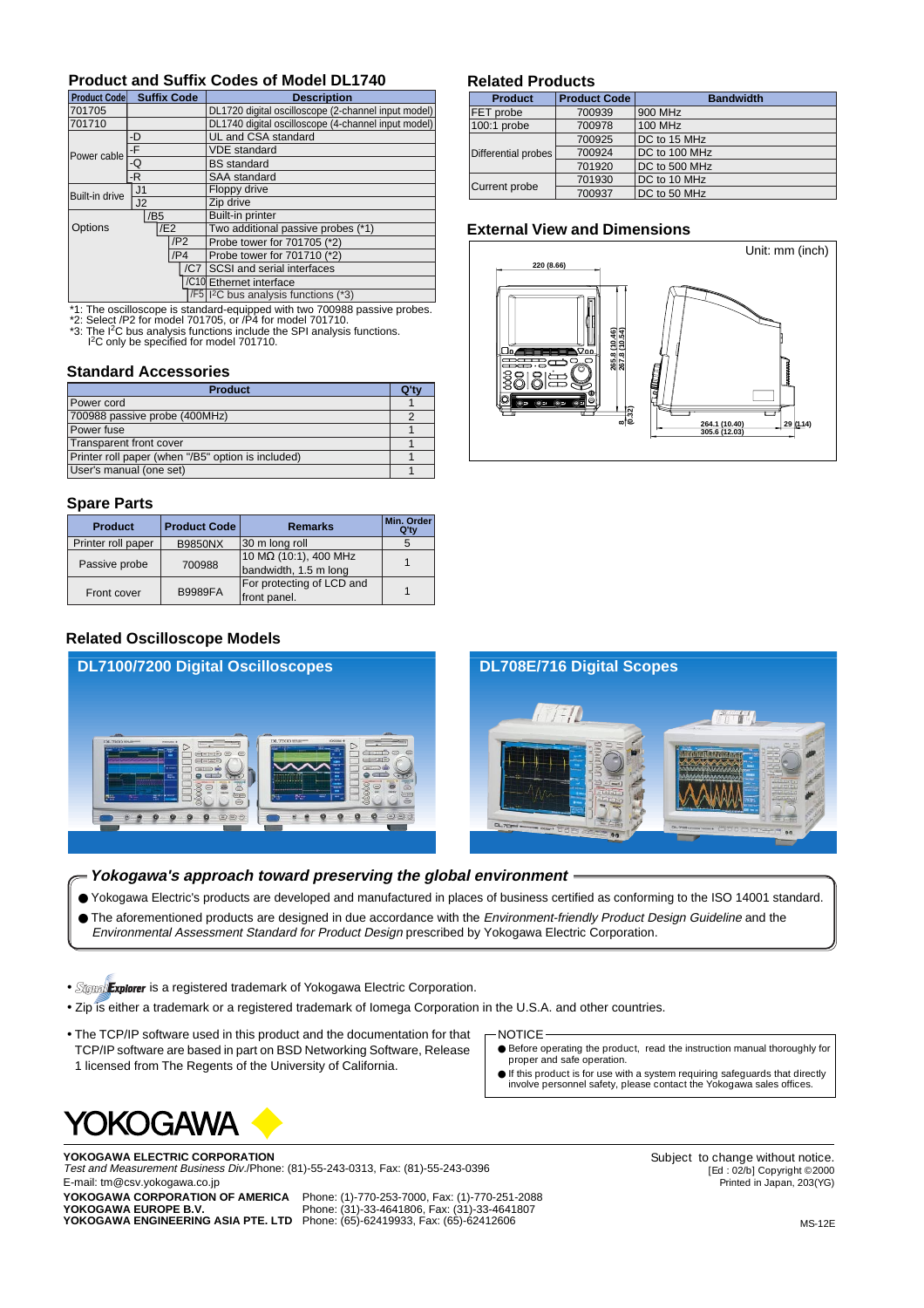## Product and Suffix Codes of Model DL1740

| Product Code | Suffix Code | Description |
|---|---|---|
| 701705 | | DL1720 digital oscilloscope (2-channel input model) |
| 701710 | | DL1740 digital oscilloscope (4-channel input model) |
| Power cable | -D | UL and CSA standard |
| | -F | VDE standard |
| | -Q | BS standard |
| | -R | SAA standard |
| Built-in drive | J1 | Floppy drive |
| | J2 | Zip drive |
| Options | /B5 | Built-in printer |
| | /E2 | Two additional passive probes (*1) |
| | /P2 | Probe tower for 701705 (*2) |
| | /P4 | Probe tower for 701710 (*2) |
| | /C7 | SCSI and serial interfaces |
| | /C10 | Ethernet interface |
| | /F5 | I²C bus analysis functions (*3) |

*1: The oscilloscope is standard-equipped with two 700988 passive probes.
*2: Select /P2 for model 701705, or /P4 for model 701710.
*3: The I²C bus analysis functions include the SPI analysis functions.
I²C only be specified for model 701710.

## Standard Accessories

| Product | Q'ty |
|---|---|
| Power cord | 1 |
| 700988 passive probe (400MHz) | 2 |
| Power fuse | 1 |
| Transparent front cover | 1 |
| Printer roll paper (when "/B5" option is included) | 1 |
| User's manual (one set) | 1 |

## Spare Parts

| Product | Product Code | Remarks | Min. Order Q'ty |
|---|---|---|---|
| Printer roll paper | B9850NX | 30 m long roll | 5 |
| Passive probe | 700988 | 10 MΩ (10:1), 400 MHz bandwidth, 1.5 m long | 1 |
| Front cover | B9989FA | For protecting of LCD and front panel. | 1 |

## Related Products

| Product | Product Code | Bandwidth |
|---|---|---|
| FET probe | 700939 | 900 MHz |
| 100:1 probe | 700978 | 100 MHz |
| Differential probes | 700925 | DC to 15 MHz |
| | 700924 | DC to 100 MHz |
| | 701920 | DC to 500 MHz |
| Current probe | 701930 | DC to 10 MHz |
| | 700937 | DC to 50 MHz |

## External View and Dimensions

Unit: mm (inch)

220 (8.66)
265.8 (10.46)
267.8 (10.54)
8 (0.32)
264.1 (10.40)
305.6 (12.03)
29 (1.14)

## Related Oscilloscope Models

**DL7100/7200 Digital Oscilloscopes**

**DL708E/716 Digital Scopes**

### *Yokogawa's approach toward preserving the global environment*

- Yokogawa Electric's products are developed and manufactured in places of business certified as conforming to the ISO 14001 standard.
- The aforementioned products are designed in due accordance with the *Environment-friendly Product Design Guideline* and the *Environmental Assessment Standard for Product Design* prescribed by Yokogawa Electric Corporation.

- SignalExplorer is a registered trademark of Yokogawa Electric Corporation.
- Zip is either a trademark or a registered trademark of Iomega Corporation in the U.S.A. and other countries.
- The TCP/IP software used in this product and the documentation for that TCP/IP software are based in part on BSD Networking Software, Release 1 licensed from The Regents of the University of California.

NOTICE
- Before operating the product, read the instruction manual thoroughly for proper and safe operation.
- If this product is for use with a system requiring safeguards that directly involve personnel safety, please contact the Yokogawa sales offices.

YOKOGAWA

**YOKOGAWA ELECTRIC CORPORATION**
*Test and Measurement Business Div.*/Phone: (81)-55-243-0313, Fax: (81)-55-243-0396
E-mail: tm@csv.yokogawa.co.jp
**YOKOGAWA CORPORATION OF AMERICA** Phone: (1)-770-253-7000, Fax: (1)-770-251-2088
**YOKOGAWA EUROPE B.V.** Phone: (31)-33-4641806, Fax: (31)-33-4641807
**YOKOGAWA ENGINEERING ASIA PTE. LTD** Phone: (65)-62419933, Fax: (65)-62412606

Subject to change without notice.
[Ed : 02/b] Copyright ©2000
Printed in Japan, 203(YG)

MS-12E